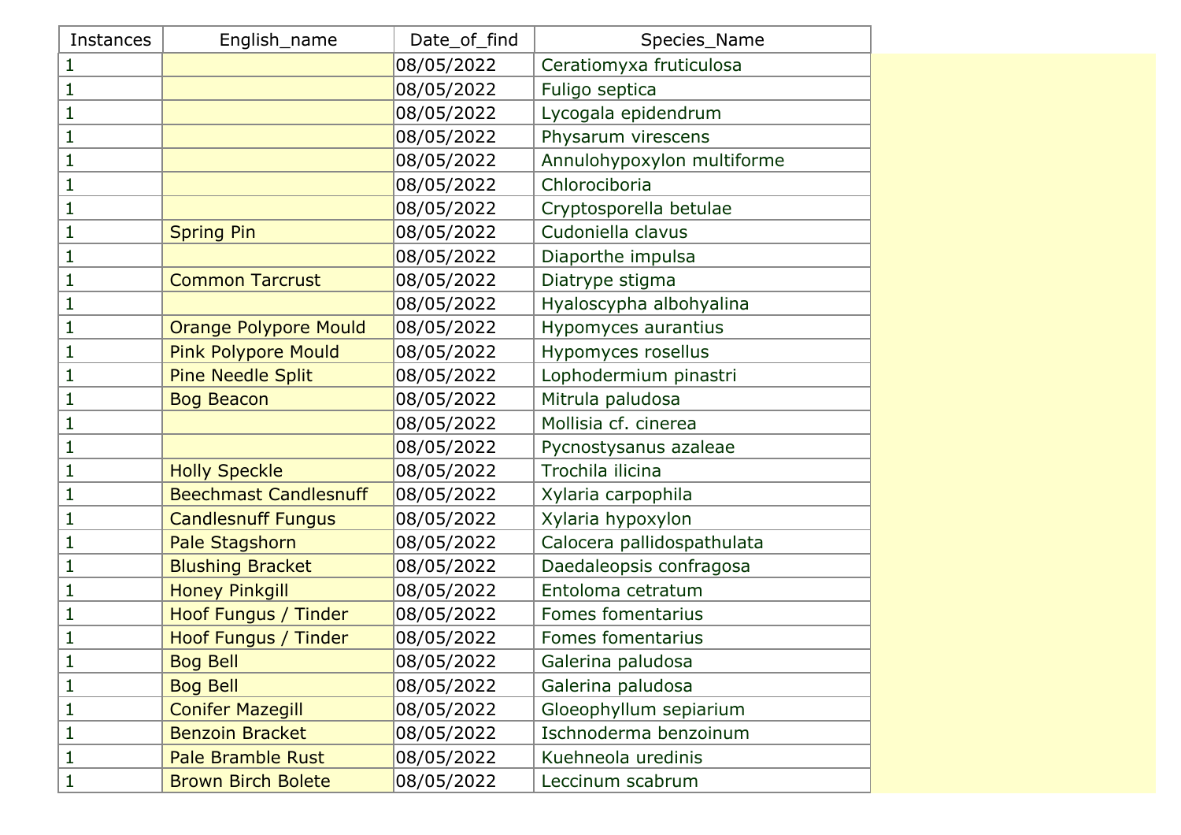| Instances | English_name | Date_of_find | Species_Name |
|---|---|---|---|
| 1 | | 08/05/2022 | Ceratiomyxa fruticulosa |
| 1 | | 08/05/2022 | Fuligo septica |
| 1 | | 08/05/2022 | Lycogala epidendrum |
| 1 | | 08/05/2022 | Physarum virescens |
| 1 | | 08/05/2022 | Annulohypoxylon multiforme |
| 1 | | 08/05/2022 | Chlorociboria |
| 1 | | 08/05/2022 | Cryptosporella betulae |
| 1 | Spring Pin | 08/05/2022 | Cudoniella clavus |
| 1 | | 08/05/2022 | Diaporthe impulsa |
| 1 | Common Tarcrust | 08/05/2022 | Diatrype stigma |
| 1 | | 08/05/2022 | Hyaloscypha albohyalina |
| 1 | Orange Polypore Mould | 08/05/2022 | Hypomyces aurantius |
| 1 | Pink Polypore Mould | 08/05/2022 | Hypomyces rosellus |
| 1 | Pine Needle Split | 08/05/2022 | Lophodermium pinastri |
| 1 | Bog Beacon | 08/05/2022 | Mitrula paludosa |
| 1 | | 08/05/2022 | Mollisia cf. cinerea |
| 1 | | 08/05/2022 | Pycnostysanus azaleae |
| 1 | Holly Speckle | 08/05/2022 | Trochila ilicina |
| 1 | Beechmast Candlesnuff | 08/05/2022 | Xylaria carpophila |
| 1 | Candlesnuff Fungus | 08/05/2022 | Xylaria hypoxylon |
| 1 | Pale Stagshorn | 08/05/2022 | Calocera pallidospathulata |
| 1 | Blushing Bracket | 08/05/2022 | Daedaleopsis confragosa |
| 1 | Honey Pinkgill | 08/05/2022 | Entoloma cetratum |
| 1 | Hoof Fungus / Tinder | 08/05/2022 | Fomes fomentarius |
| 1 | Hoof Fungus / Tinder | 08/05/2022 | Fomes fomentarius |
| 1 | Bog Bell | 08/05/2022 | Galerina paludosa |
| 1 | Bog Bell | 08/05/2022 | Galerina paludosa |
| 1 | Conifer Mazegill | 08/05/2022 | Gloeophyllum sepiarium |
| 1 | Benzoin Bracket | 08/05/2022 | Ischnoderma benzoinum |
| 1 | Pale Bramble Rust | 08/05/2022 | Kuehneola uredinis |
| 1 | Brown Birch Bolete | 08/05/2022 | Leccinum scabrum |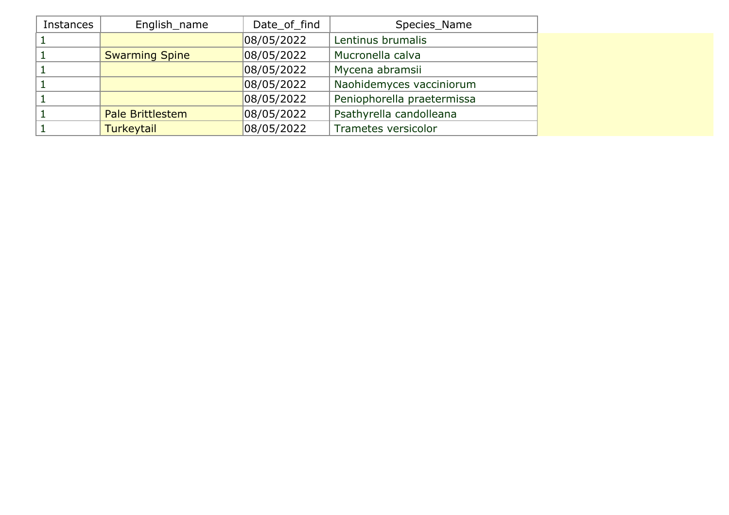| Instances | English_name | Date_of_find | Species_Name |
| --- | --- | --- | --- |
| 1 | | 08/05/2022 | Lentinus brumalis |
| 1 | Swarming Spine | 08/05/2022 | Mucronella calva |
| 1 | | 08/05/2022 | Mycena abramsii |
| 1 | | 08/05/2022 | Naohidemyces vacciniorum |
| 1 | | 08/05/2022 | Peniophorella praetermissa |
| 1 | Pale Brittlestem | 08/05/2022 | Psathyrella candolleana |
| 1 | Turkeytail | 08/05/2022 | Trametes versicolor |